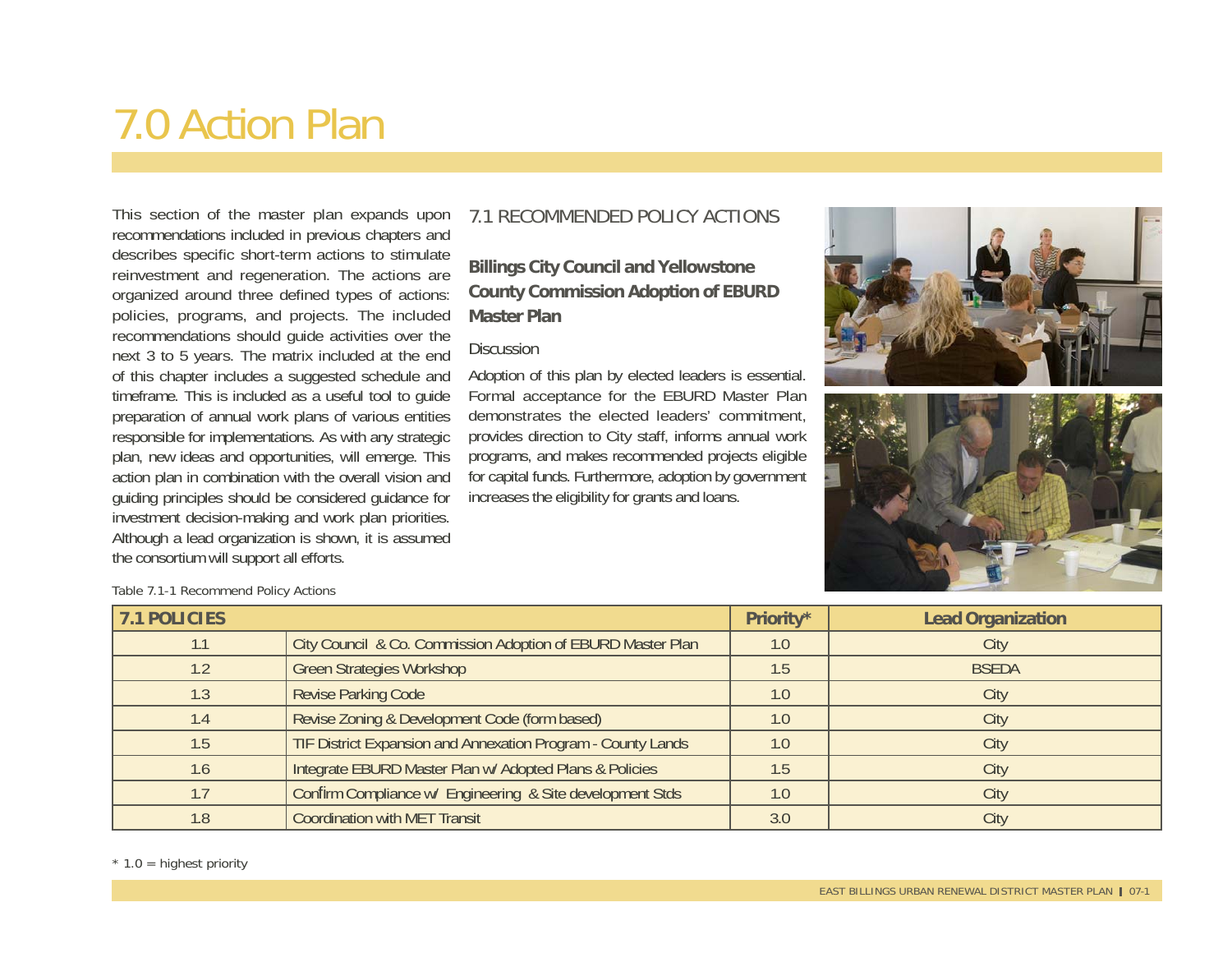# 7.0 Action Plan

This section of the master plan expands upon recommendations included in previous chapters and describes specific short-term actions to stimulate reinvestment and regeneration. The actions are organized around three defined types of actions: policies, programs, and projects. The included recommendations should guide activities over the next 3 to 5 years. The matrix included at the end of this chapter includes a suggested schedule and timeframe. This is included as a useful tool to guide preparation of annual work plans of various entities responsible for implementations. As with any strategic plan, new ideas and opportunities, will emerge. This action plan in combination with the overall vision and guiding principles should be considered guidance for investment decision-making and work plan priorities. Although a lead organization is shown, it is assumed the consortium will support all efforts.

## 7.1 RECOMMENDED POLICY ACTIONS

### Billings City Council and Yellowstone County Commission Adoption of EBURD Master Plan

Discussion

Adoption of this plan by elected leaders is essential. Formal acceptance for the EBURD Master Plan demonstrates the elected leaders' commitment, provides direction to City staff, informs annual work programs, and makes recommended projects eligible for capital funds. Furthermore, adoption by government increases the eligibility for grants and loans.

Table 7.1-1 Recommend Policy Actions

| 7.1 POLICIES | | Priority* | Lead Organization |
|---|---|---|---|
| 1.1 | City Council & Co. Commission Adoption of EBURD Master Plan | 1.0 | City |
| 1.2 | Green Strategies Workshop | 1.5 | BSEDA |
| 1.3 | Revise Parking Code | 1.0 | City |
| 1.4 | Revise Zoning & Development Code (form based) | 1.0 | City |
| 1.5 | TIF District Expansion and Annexation Program - County Lands | 1.0 | City |
| 1.6 | Integrate EBURD Master Plan w/ Adopted Plans & Policies | 1.5 | City |
| 1.7 | Confirm Compliance w/ Engineering & Site development Stds | 1.0 | City |
| 1.8 | Coordination with MET Transit | 3.0 | City |

* 1.0 = highest priority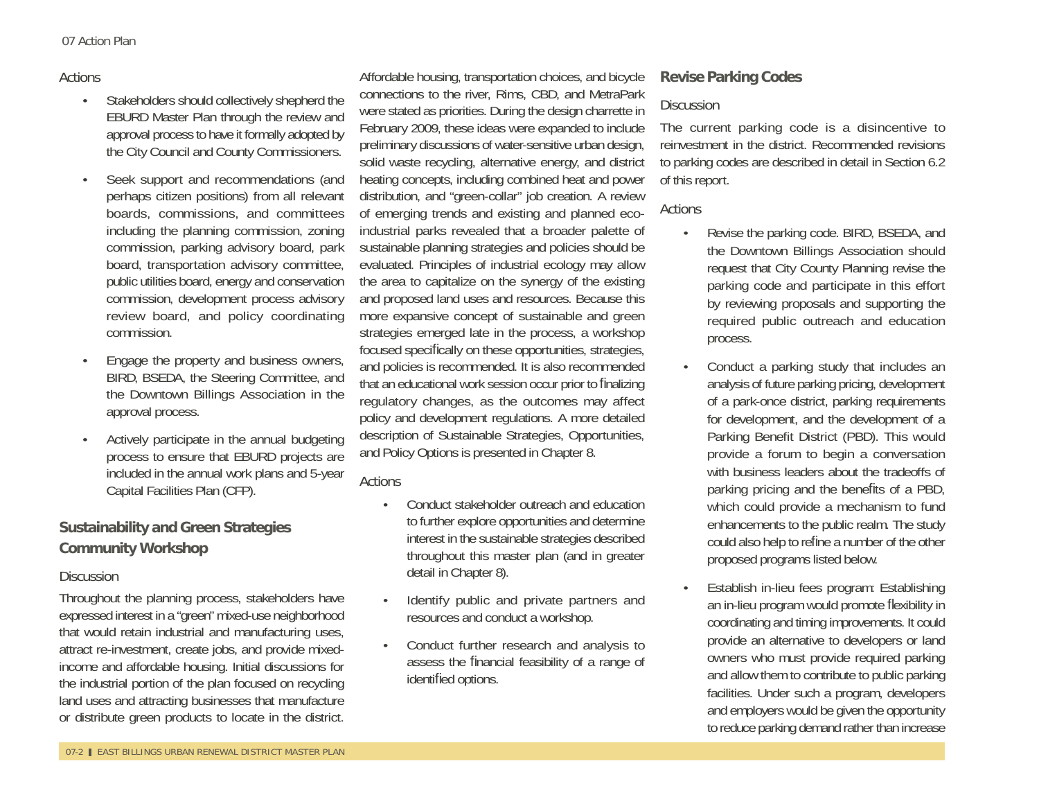### Actions

- Stakeholders should collectively shepherd the EBURD Master Plan through the review and approval process to have it formally adopted by the City Council and County Commissioners.
- Seek support and recommendations (and perhaps citizen positions) from all relevant boards, commissions, and committees including the planning commission, zoning commission, parking advisory board, park board, transportation advisory committee, public utilities board, energy and conservation commission, development process advisory review board, and policy coordinating commission.
- Engage the property and business owners, BIRD, BSEDA, the Steering Committee, and the Downtown Billings Association in the approval process.
- Actively participate in the annual budgeting process to ensure that EBURD projects are included in the annual work plans and 5-year Capital Facilities Plan (CFP).

## Sustainability and Green Strategies Community Workshop

### Discussion

Throughout the planning process, stakeholders have expressed interest in a "green" mixed-use neighborhood that would retain industrial and manufacturing uses, attract re-investment, create jobs, and provide mixed-income and affordable housing. Initial discussions for the industrial portion of the plan focused on recycling land uses and attracting businesses that manufacture or distribute green products to locate in the district. Affordable housing, transportation choices, and bicycle connections to the river, Rims, CBD, and MetraPark were stated as priorities. During the design charrette in February 2009, these ideas were expanded to include preliminary discussions of water-sensitive urban design, solid waste recycling, alternative energy, and district heating concepts, including combined heat and power distribution, and "green-collar" job creation. A review of emerging trends and existing and planned eco-industrial parks revealed that a broader palette of sustainable planning strategies and policies should be evaluated. Principles of industrial ecology may allow the area to capitalize on the synergy of the existing and proposed land uses and resources. Because this more expansive concept of sustainable and green strategies emerged late in the process, a workshop focused specifically on these opportunities, strategies, and policies is recommended. It is also recommended that an educational work session occur prior to finalizing regulatory changes, as the outcomes may affect policy and development regulations. A more detailed description of Sustainable Strategies, Opportunities, and Policy Options is presented in Chapter 8.

### Actions

- Conduct stakeholder outreach and education to further explore opportunities and determine interest in the sustainable strategies described throughout this master plan (and in greater detail in Chapter 8).
- Identify public and private partners and resources and conduct a workshop.
- Conduct further research and analysis to assess the financial feasibility of a range of identified options.

## Revise Parking Codes

### Discussion

The current parking code is a disincentive to reinvestment in the district. Recommended revisions to parking codes are described in detail in Section 6.2 of this report.

### Actions

- Revise the parking code. BIRD, BSEDA, and the Downtown Billings Association should request that City County Planning revise the parking code and participate in this effort by reviewing proposals and supporting the required public outreach and education process.
- Conduct a parking study that includes an analysis of future parking pricing, development of a park-once district, parking requirements for development, and the development of a Parking Benefit District (PBD). This would provide a forum to begin a conversation with business leaders about the tradeoffs of parking pricing and the benefits of a PBD, which could provide a mechanism to fund enhancements to the public realm. The study could also help to refine a number of the other proposed programs listed below.
- Establish in-lieu fees program: Establishing an in-lieu program would promote flexibility in coordinating and timing improvements. It could provide an alternative to developers or land owners who must provide required parking and allow them to contribute to public parking facilities. Under such a program, developers and employers would be given the opportunity to reduce parking demand rather than increase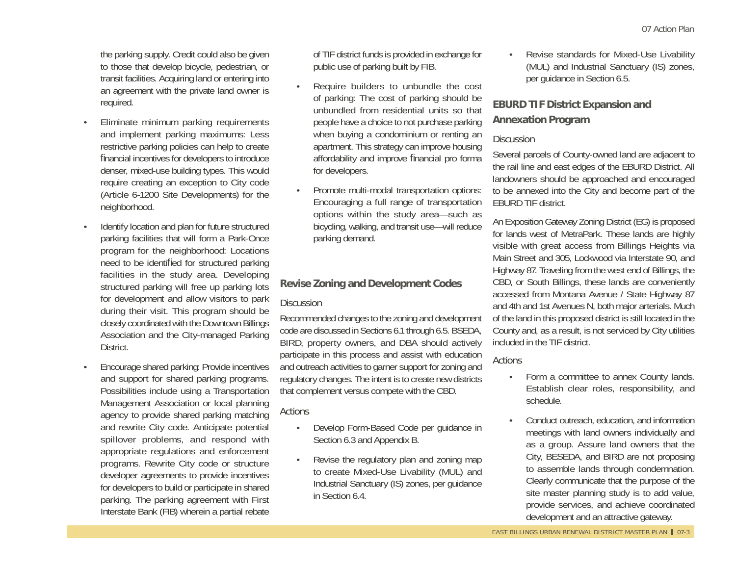the parking supply. Credit could also be given to those that develop bicycle, pedestrian, or transit facilities. Acquiring land or entering into an agreement with the private land owner is required.

- Eliminate minimum parking requirements and implement parking maximums: Less restrictive parking policies can help to create financial incentives for developers to introduce denser, mixed-use building types. This would require creating an exception to City code (Article 6-1200 Site Developments) for the neighborhood.
- Identify location and plan for future structured parking facilities that will form a Park-Once program for the neighborhood: Locations need to be identified for structured parking facilities in the study area. Developing structured parking will free up parking lots for development and allow visitors to park during their visit. This program should be closely coordinated with the Downtown Billings Association and the City-managed Parking District.
- Encourage shared parking: Provide incentives and support for shared parking programs. Possibilities include using a Transportation Management Association or local planning agency to provide shared parking matching and rewrite City code. Anticipate potential spillover problems, and respond with appropriate regulations and enforcement programs. Rewrite City code or structure developer agreements to provide incentives for developers to build or participate in shared parking. The parking agreement with First Interstate Bank (FIB) wherein a partial rebate of TIF district funds is provided in exchange for public use of parking built by FIB.
- Require builders to unbundle the cost of parking: The cost of parking should be unbundled from residential units so that people have a choice to not purchase parking when buying a condominium or renting an apartment. This strategy can improve housing affordability and improve financial pro forma for developers.
- Promote multi-modal transportation options: Encouraging a full range of transportation options within the study area—such as bicycling, walking, and transit use—will reduce parking demand.

## Revise Zoning and Development Codes

### Discussion

Recommended changes to the zoning and development code are discussed in Sections 6.1 through 6.5. BSEDA, BIRD, property owners, and DBA should actively participate in this process and assist with education and outreach activities to garner support for zoning and regulatory changes. The intent is to create new districts that complement versus compete with the CBD.

### Actions

- Develop Form-Based Code per guidance in Section 6.3 and Appendix B.
- Revise the regulatory plan and zoning map to create Mixed-Use Livability (MUL) and Industrial Sanctuary (IS) zones, per guidance in Section 6.4.
- Revise standards for Mixed-Use Livability (MUL) and Industrial Sanctuary (IS) zones, per guidance in Section 6.5.

## EBURD TIF District Expansion and Annexation Program

### Discussion

Several parcels of County-owned land are adjacent to the rail line and east edges of the EBURD District. All landowners should be approached and encouraged to be annexed into the City and become part of the EBURD TIF district.

An Exposition Gateway Zoning District (EG) is proposed for lands west of MetraPark. These lands are highly visible with great access from Billings Heights via Main Street and 305, Lockwood via Interstate 90, and Highway 87. Traveling from the west end of Billings, the CBD, or South Billings, these lands are conveniently accessed from Montana Avenue / State Highway 87 and 4th and 1st Avenues N, both major arterials. Much of the land in this proposed district is still located in the County and, as a result, is not serviced by City utilities included in the TIF district.

### Actions

- Form a committee to annex County lands. Establish clear roles, responsibility, and schedule.
- Conduct outreach, education, and information meetings with land owners individually and as a group. Assure land owners that the City, BESEDA, and BIRD are not proposing to assemble lands through condemnation. Clearly communicate that the purpose of the site master planning study is to add value, provide services, and achieve coordinated development and an attractive gateway.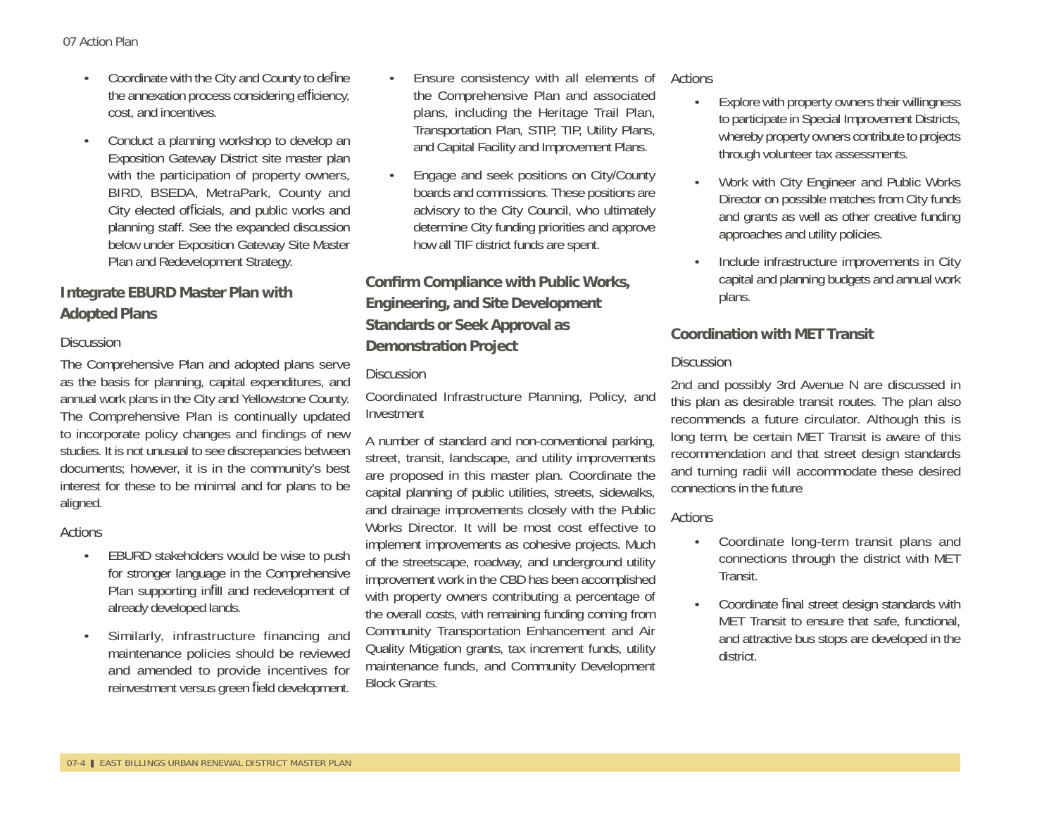- Coordinate with the City and County to define the annexation process considering efficiency, cost, and incentives.
- Conduct a planning workshop to develop an Exposition Gateway District site master plan with the participation of property owners, BIRD, BSEDA, MetraPark, County and City elected officials, and public works and planning staff. See the expanded discussion below under Exposition Gateway Site Master Plan and Redevelopment Strategy.

## Integrate EBURD Master Plan with Adopted Plans

Discussion

The Comprehensive Plan and adopted plans serve as the basis for planning, capital expenditures, and annual work plans in the City and Yellowstone County. The Comprehensive Plan is continually updated to incorporate policy changes and findings of new studies. It is not unusual to see discrepancies between documents; however, it is in the community's best interest for these to be minimal and for plans to be aligned.

Actions

- EBURD stakeholders would be wise to push for stronger language in the Comprehensive Plan supporting infill and redevelopment of already developed lands.
- Similarly, infrastructure financing and maintenance policies should be reviewed and amended to provide incentives for reinvestment versus greenfield development.
- Ensure consistency with all elements of the Comprehensive Plan and associated plans, including the Heritage Trail Plan, Transportation Plan, STIP, TIP, Utility Plans, and Capital Facility and Improvement Plans.
- Engage and seek positions on City/County boards and commissions. These positions are advisory to the City Council, who ultimately determine City funding priorities and approve how all TIF district funds are spent.

## Confirm Compliance with Public Works, Engineering, and Site Development Standards or Seek Approval as Demonstration Project

Discussion

Coordinated Infrastructure Planning, Policy, and Investment

A number of standard and non-conventional parking, street, transit, landscape, and utility improvements are proposed in this master plan. Coordinate the capital planning of public utilities, streets, sidewalks, and drainage improvements closely with the Public Works Director. It will be most cost effective to implement improvements as cohesive projects. Much of the streetscape, roadway, and underground utility improvement work in the CBD has been accomplished with property owners contributing a percentage of the overall costs, with remaining funding coming from Community Transportation Enhancement and Air Quality Mitigation grants, tax increment funds, utility maintenance funds, and Community Development Block Grants.

Actions

- Explore with property owners their willingness to participate in Special Improvement Districts, whereby property owners contribute to projects through volunteer tax assessments.
- Work with City Engineer and Public Works Director on possible matches from City funds and grants as well as other creative funding approaches and utility policies.
- Include infrastructure improvements in City capital and planning budgets and annual work plans.

## Coordination with MET Transit

Discussion

2nd and possibly 3rd Avenue N are discussed in this plan as desirable transit routes. The plan also recommends a future circulator. Although this is long term, be certain MET Transit is aware of this recommendation and that street design standards and turning radii will accommodate these desired connections in the future

Actions

- Coordinate long-term transit plans and connections through the district with MET Transit.
- Coordinate final street design standards with MET Transit to ensure that safe, functional, and attractive bus stops are developed in the district.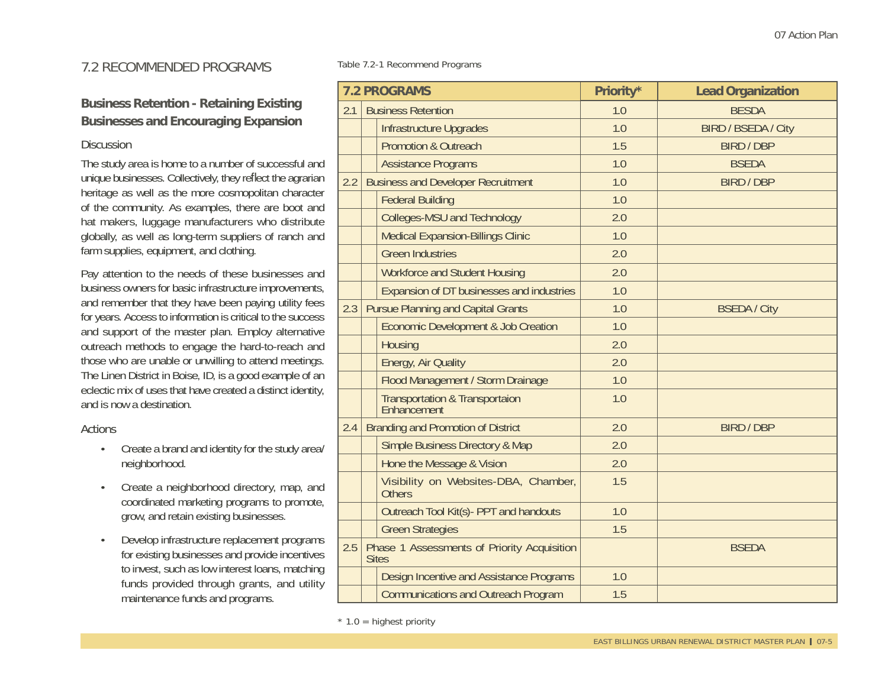## 7.2 RECOMMENDED PROGRAMS

### Business Retention - Retaining Existing Businesses and Encouraging Expansion

Discussion

The study area is home to a number of successful and unique businesses. Collectively, they reflect the agrarian heritage as well as the more cosmopolitan character of the community. As examples, there are boot and hat makers, luggage manufacturers who distribute globally, as well as long-term suppliers of ranch and farm supplies, equipment, and clothing.

Pay attention to the needs of these businesses and business owners for basic infrastructure improvements, and remember that they have been paying utility fees for years. Access to information is critical to the success and support of the master plan. Employ alternative outreach methods to engage the hard-to-reach and those who are unable or unwilling to attend meetings. The Linen District in Boise, ID, is a good example of an eclectic mix of uses that have created a distinct identity, and is now a destination.

Actions

- Create a brand and identity for the study area/ neighborhood.
- Create a neighborhood directory, map, and coordinated marketing programs to promote, grow, and retain existing businesses.
- Develop infrastructure replacement programs for existing businesses and provide incentives to invest, such as low interest loans, matching funds provided through grants, and utility maintenance funds and programs.

Table 7.2-1 Recommend Programs

| 7.2 PROGRAMS | | | Priority* | Lead Organization |
|---|---|---|---|---|
| 2.1 | Business Retention | | 1.0 | BESDA |
| | | Infrastructure Upgrades | 1.0 | BIRD / BSEDA / City |
| | | Promotion & Outreach | 1.5 | BIRD / DBP |
| | | Assistance Programs | 1.0 | BSEDA |
| 2.2 | Business and Developer Recruitment | | 1.0 | BIRD / DBP |
| | | Federal Building | 1.0 | |
| | | Colleges-MSU and Technology | 2.0 | |
| | | Medical Expansion-Billings Clinic | 1.0 | |
| | | Green Industries | 2.0 | |
| | | Workforce and Student Housing | 2.0 | |
| | | Expansion of DT businesses and industries | 1.0 | |
| 2.3 | Pursue Planning and Capital Grants | | 1.0 | BSEDA / City |
| | | Economic Development & Job Creation | 1.0 | |
| | | Housing | 2.0 | |
| | | Energy, Air Quality | 2.0 | |
| | | Flood Management / Storm Drainage | 1.0 | |
| | | Transportation & Transportaion Enhancement | 1.0 | |
| 2.4 | Branding and Promotion of District | | 2.0 | BIRD / DBP |
| | | Simple Business Directory & Map | 2.0 | |
| | | Hone the Message & Vision | 2.0 | |
| | | Visibility on Websites-DBA, Chamber, Others | 1.5 | |
| | | Outreach Tool Kit(s)- PPT and handouts | 1.0 | |
| | | Green Strategies | 1.5 | |
| 2.5 | Phase 1 Assessments of Priority Acquisition Sites | | | BSEDA |
| | | Design Incentive and Assistance Programs | 1.0 | |
| | | Communications and Outreach Program | 1.5 | |

* 1.0 = highest priority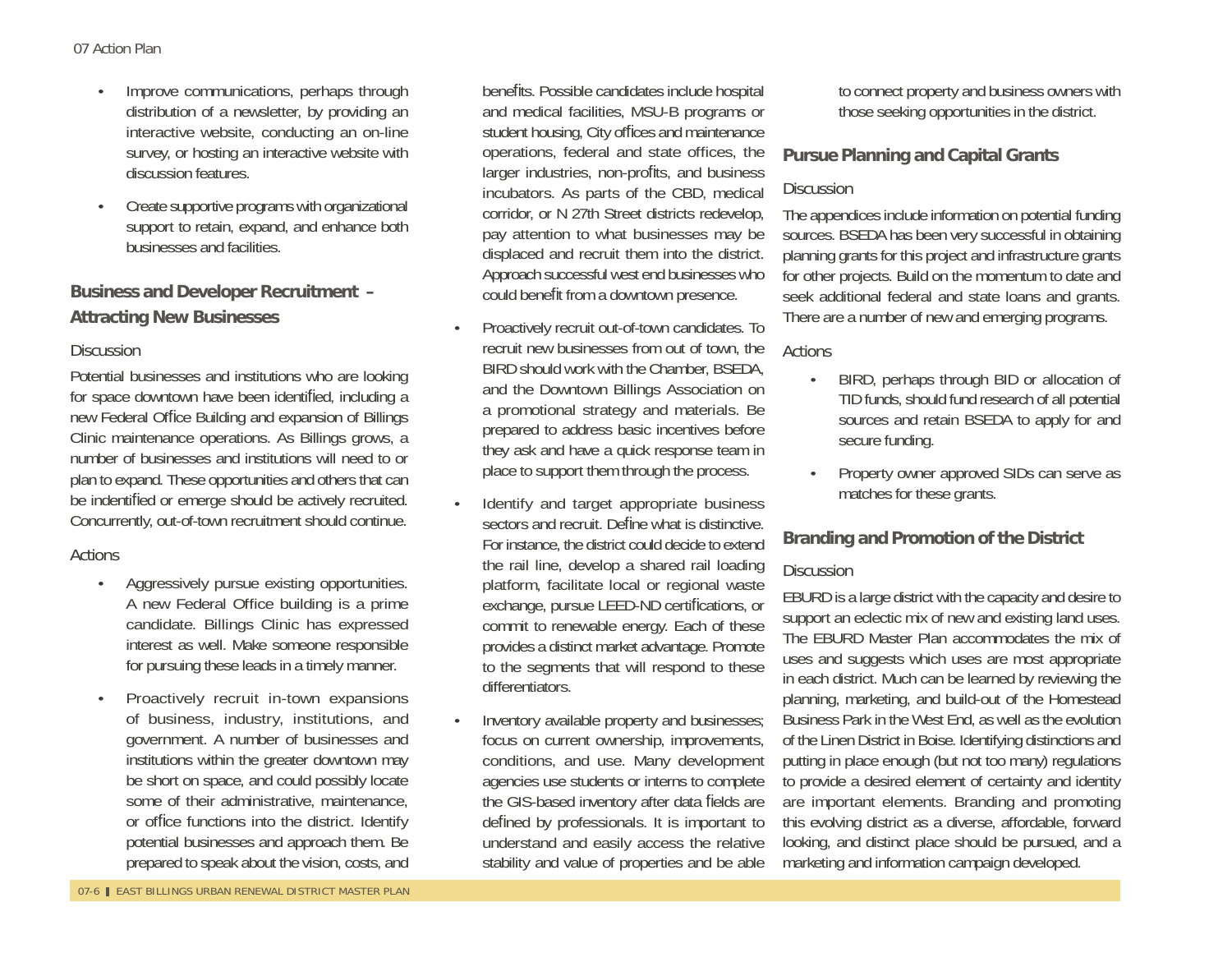- Improve communications, perhaps through distribution of a newsletter, by providing an interactive website, conducting an on-line survey, or hosting an interactive website with discussion features.
- Create supportive programs with organizational support to retain, expand, and enhance both businesses and facilities.

## Business and Developer Recruitment – Attracting New Businesses

### Discussion

Potential businesses and institutions who are looking for space downtown have been identified, including a new Federal Office Building and expansion of Billings Clinic maintenance operations. As Billings grows, a number of businesses and institutions will need to or plan to expand. These opportunities and others that can be indentified or emerge should be actively recruited. Concurrently, out-of-town recruitment should continue.

### Actions

- Aggressively pursue existing opportunities. A new Federal Office building is a prime candidate. Billings Clinic has expressed interest as well. Make someone responsible for pursuing these leads in a timely manner.
- Proactively recruit in-town expansions of business, industry, institutions, and government. A number of businesses and institutions within the greater downtown may be short on space, and could possibly locate some of their administrative, maintenance, or office functions into the district. Identify potential businesses and approach them. Be prepared to speak about the vision, costs, and benefits. Possible candidates include hospital and medical facilities, MSU-B programs or student housing, City offices and maintenance operations, federal and state offices, the larger industries, non-profits, and business incubators. As parts of the CBD, medical corridor, or N 27th Street districts redevelop, pay attention to what businesses may be displaced and recruit them into the district. Approach successful west end businesses who could benefit from a downtown presence.
- Proactively recruit out-of-town candidates. To recruit new businesses from out of town, the BIRD should work with the Chamber, BSEDA, and the Downtown Billings Association on a promotional strategy and materials. Be prepared to address basic incentives before they ask and have a quick response team in place to support them through the process.
- Identify and target appropriate business sectors and recruit. Define what is distinctive. For instance, the district could decide to extend the rail line, develop a shared rail loading platform, facilitate local or regional waste exchange, pursue LEED-ND certifications, or commit to renewable energy. Each of these provides a distinct market advantage. Promote to the segments that will respond to these differentiators.
- Inventory available property and businesses; focus on current ownership, improvements, conditions, and use. Many development agencies use students or interns to complete the GIS-based inventory after data fields are defined by professionals. It is important to understand and easily access the relative stability and value of properties and be able to connect property and business owners with those seeking opportunities in the district.

## Pursue Planning and Capital Grants

### Discussion

The appendices include information on potential funding sources. BSEDA has been very successful in obtaining planning grants for this project and infrastructure grants for other projects. Build on the momentum to date and seek additional federal and state loans and grants. There are a number of new and emerging programs.

### Actions

- BIRD, perhaps through BID or allocation of TID funds, should fund research of all potential sources and retain BSEDA to apply for and secure funding.
- Property owner approved SIDs can serve as matches for these grants.

## Branding and Promotion of the District

### Discussion

EBURD is a large district with the capacity and desire to support an eclectic mix of new and existing land uses. The EBURD Master Plan accommodates the mix of uses and suggests which uses are most appropriate in each district. Much can be learned by reviewing the planning, marketing, and build-out of the Homestead Business Park in the West End, as well as the evolution of the Linen District in Boise. Identifying distinctions and putting in place enough (but not too many) regulations to provide a desired element of certainty and identity are important elements. Branding and promoting this evolving district as a diverse, affordable, forward looking, and distinct place should be pursued, and a marketing and information campaign developed.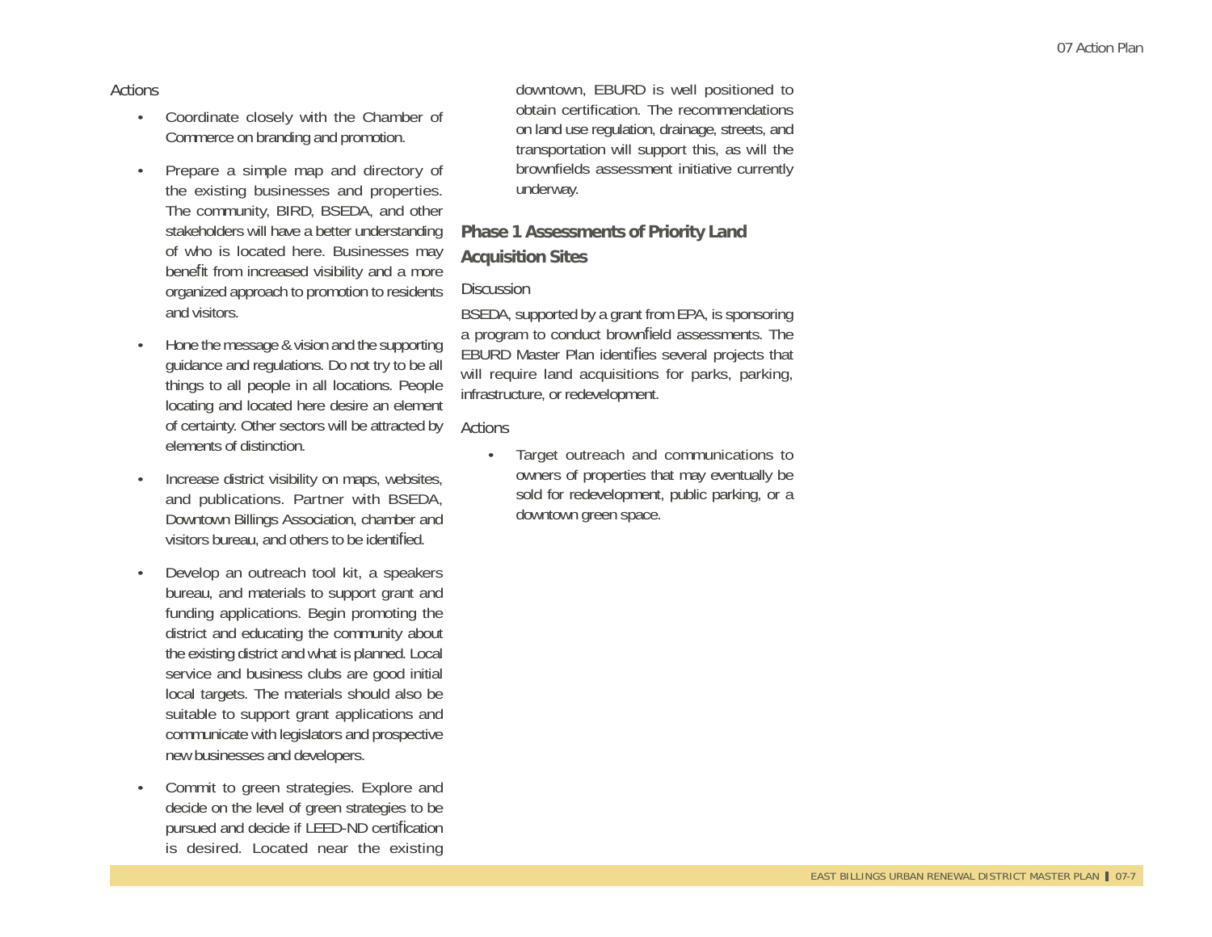Actions

- Coordinate closely with the Chamber of Commerce on branding and promotion.
- Prepare a simple map and directory of the existing businesses and properties. The community, BIRD, BSEDA, and other stakeholders will have a better understanding of who is located here. Businesses may benefit from increased visibility and a more organized approach to promotion to residents and visitors.
- Hone the message & vision and the supporting guidance and regulations. Do not try to be all things to all people in all locations. People locating and located here desire an element of certainty. Other sectors will be attracted by elements of distinction.
- Increase district visibility on maps, websites, and publications. Partner with BSEDA, Downtown Billings Association, chamber and visitors bureau, and others to be identified.
- Develop an outreach tool kit, a speakers bureau, and materials to support grant and funding applications. Begin promoting the district and educating the community about the existing district and what is planned. Local service and business clubs are good initial local targets. The materials should also be suitable to support grant applications and communicate with legislators and prospective new businesses and developers.
- Commit to green strategies. Explore and decide on the level of green strategies to be pursued and decide if LEED-ND certification is desired. Located near the existing downtown, EBURD is well positioned to obtain certification. The recommendations on land use regulation, drainage, streets, and transportation will support this, as will the brownfields assessment initiative currently underway.

## Phase 1 Assessments of Priority Land Acquisition Sites

Discussion

BSEDA, supported by a grant from EPA, is sponsoring a program to conduct brownfield assessments. The EBURD Master Plan identifies several projects that will require land acquisitions for parks, parking, infrastructure, or redevelopment.

Actions

- Target outreach and communications to owners of properties that may eventually be sold for redevelopment, public parking, or a downtown green space.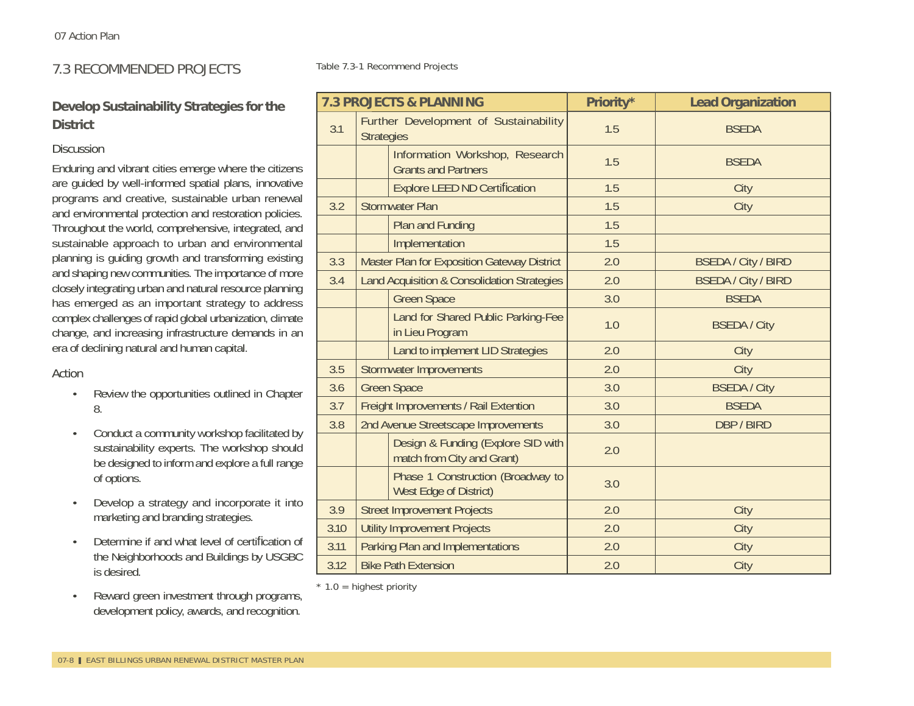## 7.3 RECOMMENDED PROJECTS

### Develop Sustainability Strategies for the District

#### Discussion

Enduring and vibrant cities emerge where the citizens are guided by well-informed spatial plans, innovative programs and creative, sustainable urban renewal and environmental protection and restoration policies. Throughout the world, comprehensive, integrated, and sustainable approach to urban and environmental planning is guiding growth and transforming existing and shaping new communities. The importance of more closely integrating urban and natural resource planning has emerged as an important strategy to address complex challenges of rapid global urbanization, climate change, and increasing infrastructure demands in an era of declining natural and human capital.

#### Action

- Review the opportunities outlined in Chapter 8.
- Conduct a community workshop facilitated by sustainability experts. The workshop should be designed to inform and explore a full range of options.
- Develop a strategy and incorporate it into marketing and branding strategies.
- Determine if and what level of certification of the Neighborhoods and Buildings by USGBC is desired.
- Reward green investment through programs, development policy, awards, and recognition.

Table 7.3-1 Recommend Projects

| 7.3 PROJECTS & PLANNING | | | Priority* | Lead Organization |
|---|---|---|---|---|
| 3.1 | Further Development of Sustainability Strategies | | 1.5 | BSEDA |
| | | Information Workshop, Research Grants and Partners | 1.5 | BSEDA |
| | | Explore LEED ND Certification | 1.5 | City |
| 3.2 | Stormwater Plan | | 1.5 | City |
| | | Plan and Funding | 1.5 | |
| | | Implementation | 1.5 | |
| 3.3 | Master Plan for Exposition Gateway District | | 2.0 | BSEDA / City / BIRD |
| 3.4 | Land Acquisition & Consolidation Strategies | | 2.0 | BSEDA / City / BIRD |
| | | Green Space | 3.0 | BSEDA |
| | | Land for Shared Public Parking-Fee in Lieu Program | 1.0 | BSEDA / City |
| | | Land to implement LID Strategies | 2.0 | City |
| 3.5 | Stormwater Improvements | | 2.0 | City |
| 3.6 | Green Space | | 3.0 | BSEDA / City |
| 3.7 | Freight Improvements / Rail Extention | | 3.0 | BSEDA |
| 3.8 | 2nd Avenue Streetscape Improvements | | 3.0 | DBP / BIRD |
| | | Design & Funding (Explore SID with match from City and Grant) | 2.0 | |
| | | Phase 1 Construction (Broadway to West Edge of District) | 3.0 | |
| 3.9 | Street Improvement Projects | | 2.0 | City |
| 3.10 | Utility Improvement Projects | | 2.0 | City |
| 3.11 | Parking Plan and Implementations | | 2.0 | City |
| 3.12 | Bike Path Extension | | 2.0 | City |

* 1.0 = highest priority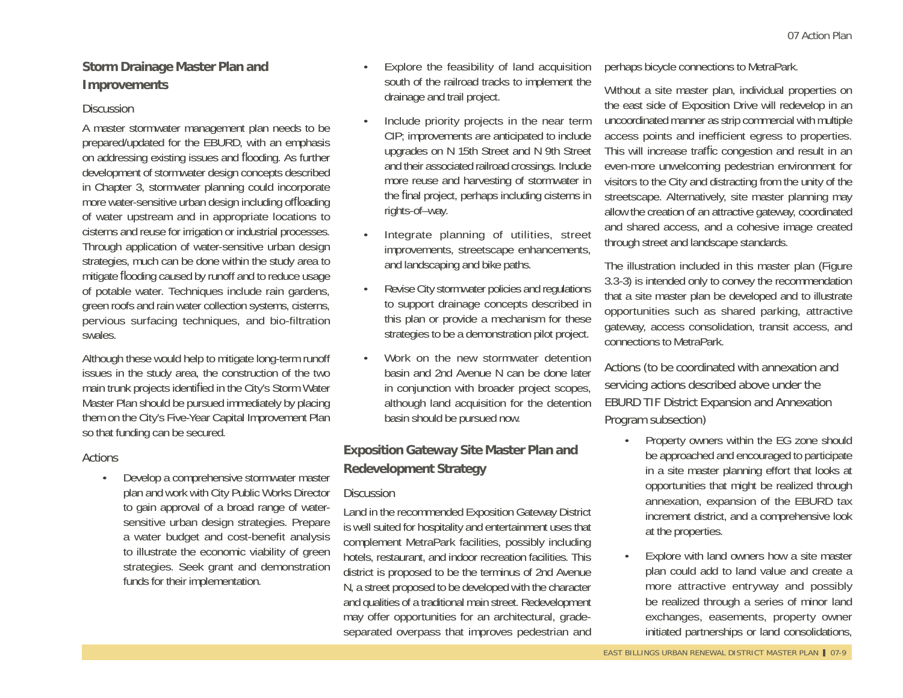## Storm Drainage Master Plan and Improvements

### Discussion

A master stormwater management plan needs to be prepared/updated for the EBURD, with an emphasis on addressing existing issues and flooding. As further development of stormwater design concepts described in Chapter 3, stormwater planning could incorporate more water-sensitive urban design including offloading of water upstream and in appropriate locations to cisterns and reuse for irrigation or industrial processes. Through application of water-sensitive urban design strategies, much can be done within the study area to mitigate flooding caused by runoff and to reduce usage of potable water. Techniques include rain gardens, green roofs and rain water collection systems, cisterns, pervious surfacing techniques, and bio-filtration swales.

Although these would help to mitigate long-term runoff issues in the study area, the construction of the two main trunk projects identified in the City's Storm Water Master Plan should be pursued immediately by placing them on the City's Five-Year Capital Improvement Plan so that funding can be secured.

### Actions

- Develop a comprehensive stormwater master plan and work with City Public Works Director to gain approval of a broad range of water-sensitive urban design strategies. Prepare a water budget and cost-benefit analysis to illustrate the economic viability of green strategies. Seek grant and demonstration funds for their implementation.
- Explore the feasibility of land acquisition south of the railroad tracks to implement the drainage and trail project.
- Include priority projects in the near term CIP; improvements are anticipated to include upgrades on N 15th Street and N 9th Street and their associated railroad crossings. Include more reuse and harvesting of stormwater in the final project, perhaps including cisterns in rights-of–way.
- Integrate planning of utilities, street improvements, streetscape enhancements, and landscaping and bike paths.
- Revise City stormwater policies and regulations to support drainage concepts described in this plan or provide a mechanism for these strategies to be a demonstration pilot project.
- Work on the new stormwater detention basin and 2nd Avenue N can be done later in conjunction with broader project scopes, although land acquisition for the detention basin should be pursued now.

## Exposition Gateway Site Master Plan and Redevelopment Strategy

### Discussion

Land in the recommended Exposition Gateway District is well suited for hospitality and entertainment uses that complement MetraPark facilities, possibly including hotels, restaurant, and indoor recreation facilities. This district is proposed to be the terminus of 2nd Avenue N, a street proposed to be developed with the character and qualities of a traditional main street. Redevelopment may offer opportunities for an architectural, grade-separated overpass that improves pedestrian and perhaps bicycle connections to MetraPark.

Without a site master plan, individual properties on the east side of Exposition Drive will redevelop in an uncoordinated manner as strip commercial with multiple access points and inefficient egress to properties. This will increase traffic congestion and result in an even-more unwelcoming pedestrian environment for visitors to the City and distracting from the unity of the streetscape. Alternatively, site master planning may allow the creation of an attractive gateway, coordinated and shared access, and a cohesive image created through street and landscape standards.

The illustration included in this master plan (Figure 3.3-3) is intended only to convey the recommendation that a site master plan be developed and to illustrate opportunities such as shared parking, attractive gateway, access consolidation, transit access, and connections to MetraPark.

### Actions (to be coordinated with annexation and servicing actions described above under the EBURD TIF District Expansion and Annexation Program subsection)

- Property owners within the EG zone should be approached and encouraged to participate in a site master planning effort that looks at opportunities that might be realized through annexation, expansion of the EBURD tax increment district, and a comprehensive look at the properties.
- Explore with land owners how a site master plan could add to land value and create a more attractive entryway and possibly be realized through a series of minor land exchanges, easements, property owner initiated partnerships or land consolidations,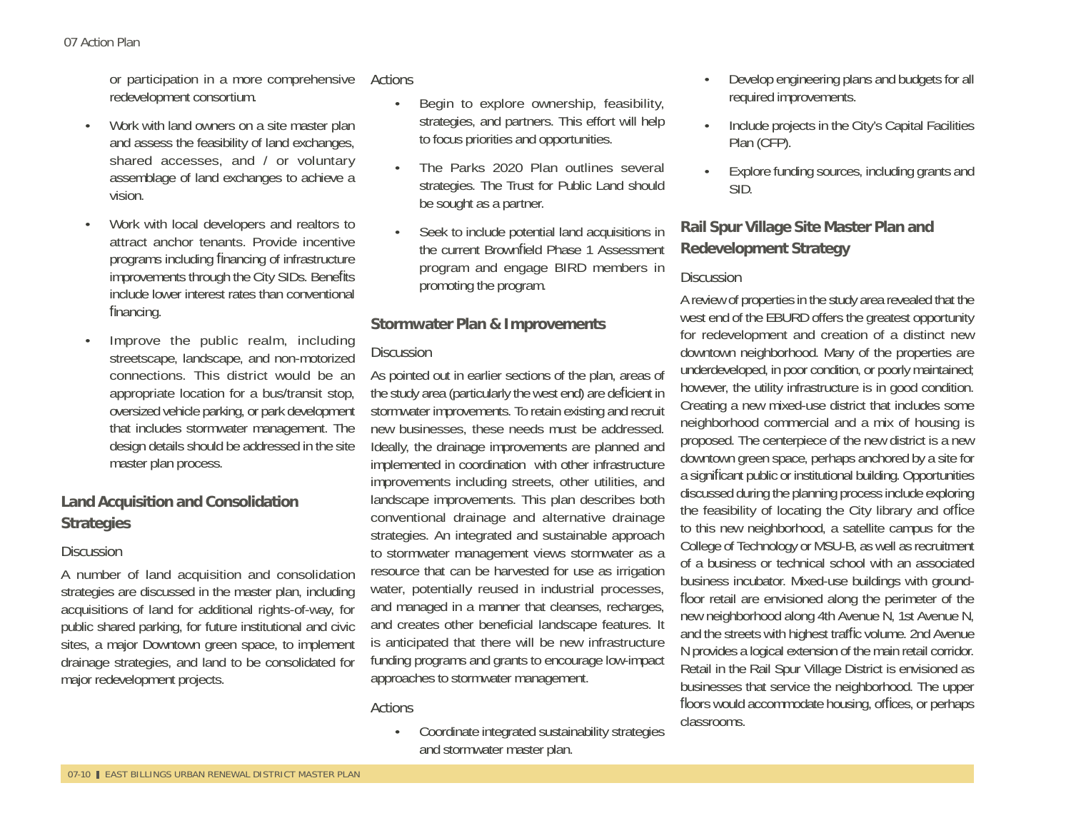or participation in a more comprehensive redevelopment consortium.

- Work with land owners on a site master plan and assess the feasibility of land exchanges, shared accesses, and / or voluntary assemblage of land exchanges to achieve a vision.
- Work with local developers and realtors to attract anchor tenants. Provide incentive programs including financing of infrastructure improvements through the City SIDs. Benefits include lower interest rates than conventional financing.
- Improve the public realm, including streetscape, landscape, and non-motorized connections. This district would be an appropriate location for a bus/transit stop, oversized vehicle parking, or park development that includes stormwater management. The design details should be addressed in the site master plan process.

## Land Acquisition and Consolidation Strategies

### Discussion

A number of land acquisition and consolidation strategies are discussed in the master plan, including acquisitions of land for additional rights-of-way, for public shared parking, for future institutional and civic sites, a major Downtown green space, to implement drainage strategies, and land to be consolidated for major redevelopment projects.

### Actions

- Begin to explore ownership, feasibility, strategies, and partners. This effort will help to focus priorities and opportunities.
- The Parks 2020 Plan outlines several strategies. The Trust for Public Land should be sought as a partner.
- Seek to include potential land acquisitions in the current Brownfield Phase 1 Assessment program and engage BIRD members in promoting the program.

## Stormwater Plan & Improvements

### Discussion

As pointed out in earlier sections of the plan, areas of the study area (particularly the west end) are deficient in stormwater improvements. To retain existing and recruit new businesses, these needs must be addressed. Ideally, the drainage improvements are planned and implemented in coordination with other infrastructure improvements including streets, other utilities, and landscape improvements. This plan describes both conventional drainage and alternative drainage strategies. An integrated and sustainable approach to stormwater management views stormwater as a resource that can be harvested for use as irrigation water, potentially reused in industrial processes, and managed in a manner that cleanses, recharges, and creates other beneficial landscape features. It is anticipated that there will be new infrastructure funding programs and grants to encourage low-impact approaches to stormwater management.

### Actions

- Coordinate integrated sustainability strategies and stormwater master plan.
- Develop engineering plans and budgets for all required improvements.
- Include projects in the City's Capital Facilities Plan (CFP).
- Explore funding sources, including grants and SID.

## Rail Spur Village Site Master Plan and Redevelopment Strategy

### Discussion

A review of properties in the study area revealed that the west end of the EBURD offers the greatest opportunity for redevelopment and creation of a distinct new downtown neighborhood. Many of the properties are underdeveloped, in poor condition, or poorly maintained; however, the utility infrastructure is in good condition. Creating a new mixed-use district that includes some neighborhood commercial and a mix of housing is proposed. The centerpiece of the new district is a new downtown green space, perhaps anchored by a site for a significant public or institutional building. Opportunities discussed during the planning process include exploring the feasibility of locating the City library and office to this new neighborhood, a satellite campus for the College of Technology or MSU-B, as well as recruitment of a business or technical school with an associated business incubator. Mixed-use buildings with ground-floor retail are envisioned along the perimeter of the new neighborhood along 4th Avenue N, 1st Avenue N, and the streets with highest traffic volume. 2nd Avenue N provides a logical extension of the main retail corridor. Retail in the Rail Spur Village District is envisioned as businesses that service the neighborhood. The upper floors would accommodate housing, offices, or perhaps classrooms.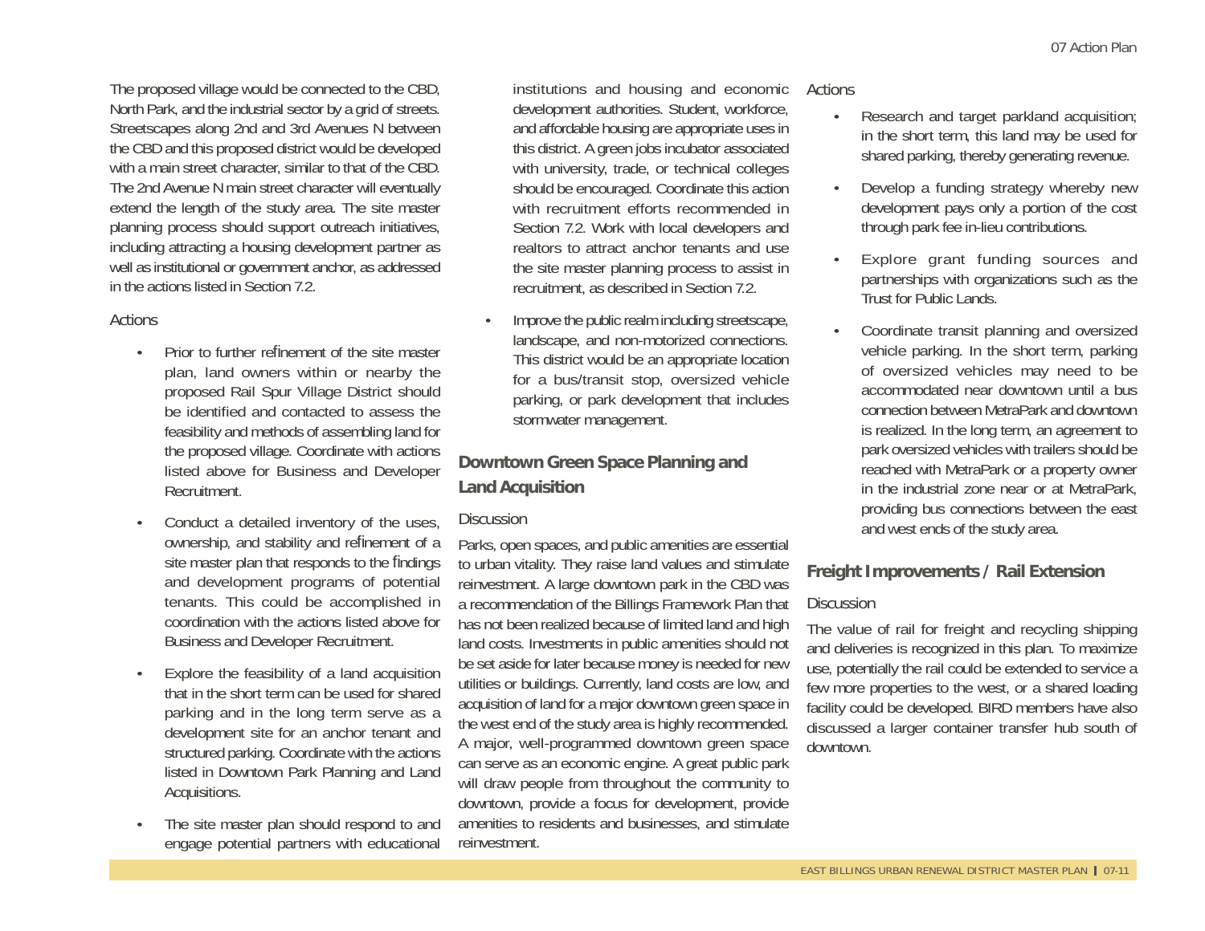The proposed village would be connected to the CBD, North Park, and the industrial sector by a grid of streets. Streetscapes along 2nd and 3rd Avenues N between the CBD and this proposed district would be developed with a main street character, similar to that of the CBD. The 2nd Avenue N main street character will eventually extend the length of the study area. The site master planning process should support outreach initiatives, including attracting a housing development partner as well as institutional or government anchor, as addressed in the actions listed in Section 7.2.

Actions

- Prior to further refinement of the site master plan, land owners within or nearby the proposed Rail Spur Village District should be identified and contacted to assess the feasibility and methods of assembling land for the proposed village. Coordinate with actions listed above for Business and Developer Recruitment.
- Conduct a detailed inventory of the uses, ownership, and stability and refinement of a site master plan that responds to the findings and development programs of potential tenants. This could be accomplished in coordination with the actions listed above for Business and Developer Recruitment.
- Explore the feasibility of a land acquisition that in the short term can be used for shared parking and in the long term serve as a development site for an anchor tenant and structured parking. Coordinate with the actions listed in Downtown Park Planning and Land Acquisitions.
- The site master plan should respond to and engage potential partners with educational institutions and housing and economic development authorities. Student, workforce, and affordable housing are appropriate uses in this district. A green jobs incubator associated with university, trade, or technical colleges should be encouraged. Coordinate this action with recruitment efforts recommended in Section 7.2. Work with local developers and realtors to attract anchor tenants and use the site master planning process to assist in recruitment, as described in Section 7.2.
- Improve the public realm including streetscape, landscape, and non-motorized connections. This district would be an appropriate location for a bus/transit stop, oversized vehicle parking, or park development that includes stormwater management.

## Downtown Green Space Planning and Land Acquisition

Discussion

Parks, open spaces, and public amenities are essential to urban vitality. They raise land values and stimulate reinvestment. A large downtown park in the CBD was a recommendation of the Billings Framework Plan that has not been realized because of limited land and high land costs. Investments in public amenities should not be set aside for later because money is needed for new utilities or buildings. Currently, land costs are low, and acquisition of land for a major downtown green space in the west end of the study area is highly recommended. A major, well-programmed downtown green space can serve as an economic engine. A great public park will draw people from throughout the community to downtown, provide a focus for development, provide amenities to residents and businesses, and stimulate reinvestment.

Actions

- Research and target parkland acquisition; in the short term, this land may be used for shared parking, thereby generating revenue.
- Develop a funding strategy whereby new development pays only a portion of the cost through park fee in-lieu contributions.
- Explore grant funding sources and partnerships with organizations such as the Trust for Public Lands.
- Coordinate transit planning and oversized vehicle parking. In the short term, parking of oversized vehicles may need to be accommodated near downtown until a bus connection between MetraPark and downtown is realized. In the long term, an agreement to park oversized vehicles with trailers should be reached with MetraPark or a property owner in the industrial zone near or at MetraPark, providing bus connections between the east and west ends of the study area.

## Freight Improvements / Rail Extension

Discussion

The value of rail for freight and recycling shipping and deliveries is recognized in this plan. To maximize use, potentially the rail could be extended to service a few more properties to the west, or a shared loading facility could be developed. BIRD members have also discussed a larger container transfer hub south of downtown.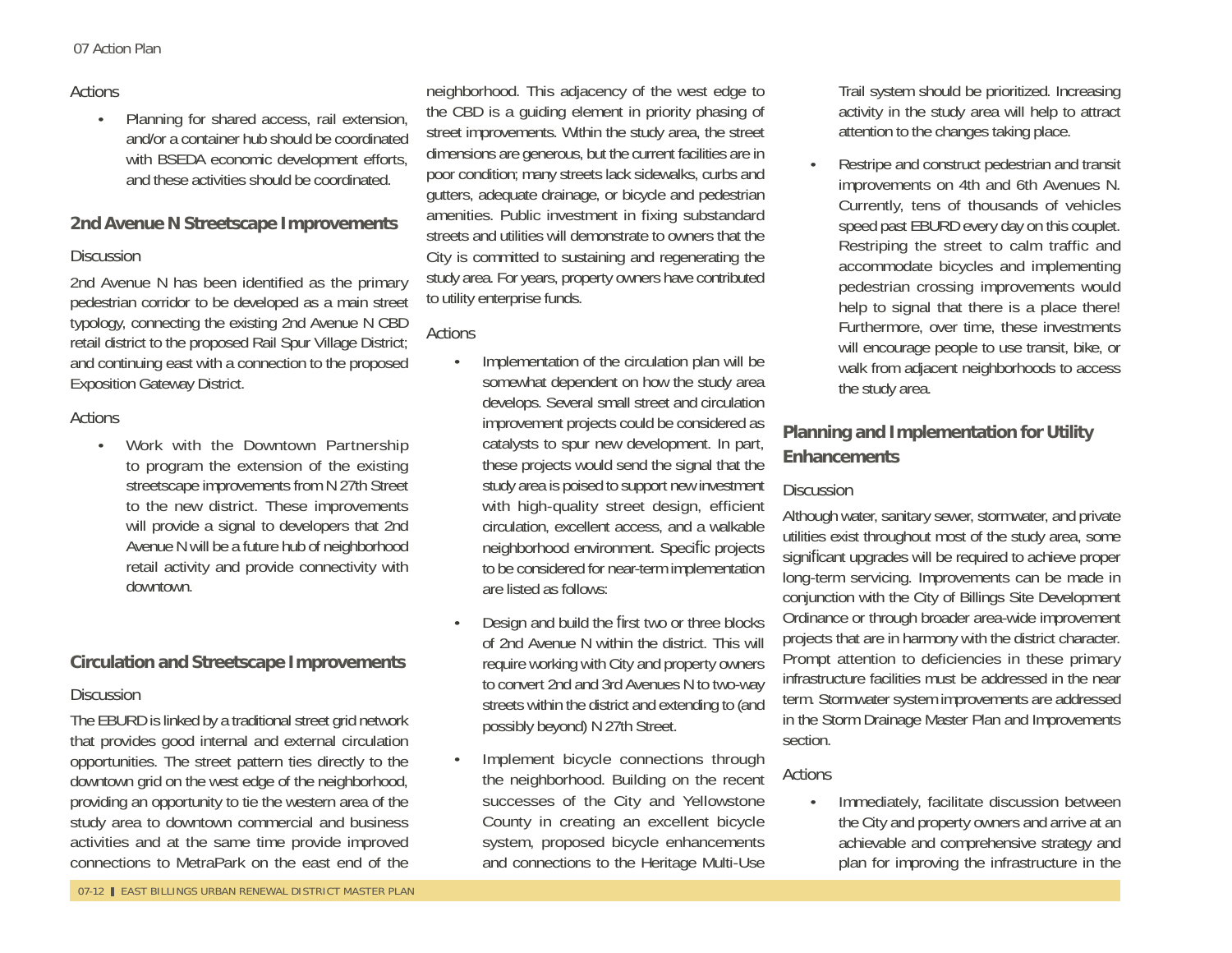### Actions

- Planning for shared access, rail extension, and/or a container hub should be coordinated with BSEDA economic development efforts, and these activities should be coordinated.

## 2nd Avenue N Streetscape Improvements

### Discussion

2nd Avenue N has been identified as the primary pedestrian corridor to be developed as a main street typology, connecting the existing 2nd Avenue N CBD retail district to the proposed Rail Spur Village District; and continuing east with a connection to the proposed Exposition Gateway District.

### Actions

- Work with the Downtown Partnership to program the extension of the existing streetscape improvements from N 27th Street to the new district. These improvements will provide a signal to developers that 2nd Avenue N will be a future hub of neighborhood retail activity and provide connectivity with downtown.

## Circulation and Streetscape Improvements

### Discussion

The EBURD is linked by a traditional street grid network that provides good internal and external circulation opportunities. The street pattern ties directly to the downtown grid on the west edge of the neighborhood, providing an opportunity to tie the western area of the study area to downtown commercial and business activities and at the same time provide improved connections to MetraPark on the east end of the neighborhood. This adjacency of the west edge to the CBD is a guiding element in priority phasing of street improvements. Within the study area, the street dimensions are generous, but the current facilities are in poor condition; many streets lack sidewalks, curbs and gutters, adequate drainage, or bicycle and pedestrian amenities. Public investment in fixing substandard streets and utilities will demonstrate to owners that the City is committed to sustaining and regenerating the study area. For years, property owners have contributed to utility enterprise funds.

### Actions

- Implementation of the circulation plan will be somewhat dependent on how the study area develops. Several small street and circulation improvement projects could be considered as catalysts to spur new development. In part, these projects would send the signal that the study area is poised to support new investment with high-quality street design, efficient circulation, excellent access, and a walkable neighborhood environment. Specific projects to be considered for near-term implementation are listed as follows:
- Design and build the first two or three blocks of 2nd Avenue N within the district. This will require working with City and property owners to convert 2nd and 3rd Avenues N to two-way streets within the district and extending to (and possibly beyond) N 27th Street.
- Implement bicycle connections through the neighborhood. Building on the recent successes of the City and Yellowstone County in creating an excellent bicycle system, proposed bicycle enhancements and connections to the Heritage Multi-Use Trail system should be prioritized. Increasing activity in the study area will help to attract attention to the changes taking place.
- Restripe and construct pedestrian and transit improvements on 4th and 6th Avenues N. Currently, tens of thousands of vehicles speed past EBURD every day on this couplet. Restriping the street to calm traffic and accommodate bicycles and implementing pedestrian crossing improvements would help to signal that there is a place there! Furthermore, over time, these investments will encourage people to use transit, bike, or walk from adjacent neighborhoods to access the study area.

## Planning and Implementation for Utility Enhancements

### Discussion

Although water, sanitary sewer, stormwater, and private utilities exist throughout most of the study area, some significant upgrades will be required to achieve proper long-term servicing. Improvements can be made in conjunction with the City of Billings Site Development Ordinance or through broader area-wide improvement projects that are in harmony with the district character. Prompt attention to deficiencies in these primary infrastructure facilities must be addressed in the near term. Stormwater system improvements are addressed in the Storm Drainage Master Plan and Improvements section.

### Actions

- Immediately, facilitate discussion between the City and property owners and arrive at an achievable and comprehensive strategy and plan for improving the infrastructure in the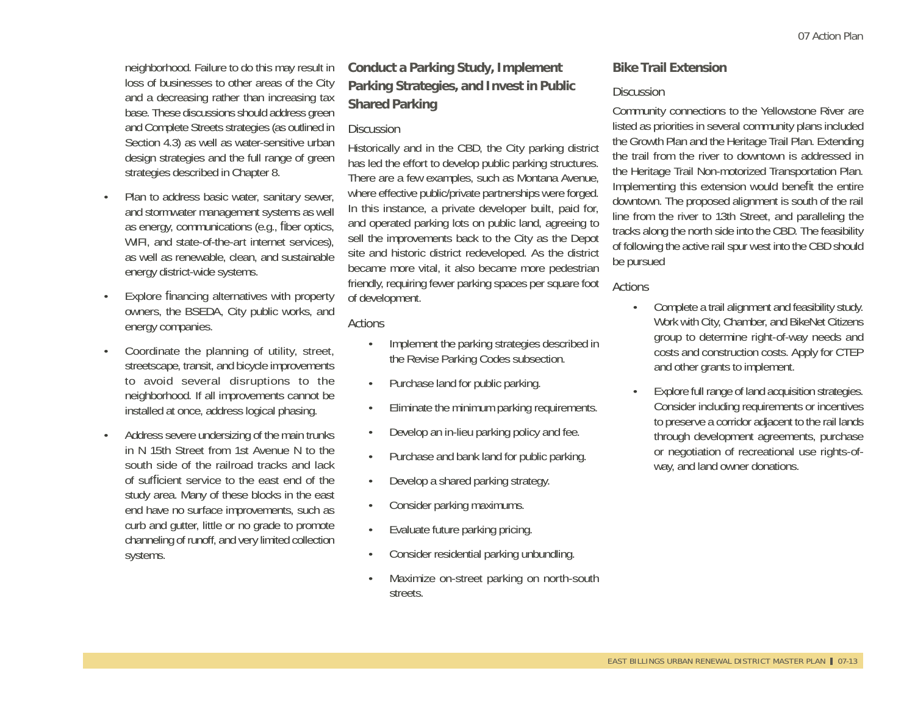neighborhood. Failure to do this may result in loss of businesses to other areas of the City and a decreasing rather than increasing tax base. These discussions should address green and Complete Streets strategies (as outlined in Section 4.3) as well as water-sensitive urban design strategies and the full range of green strategies described in Chapter 8.

- Plan to address basic water, sanitary sewer, and stormwater management systems as well as energy, communications (e.g., fiber optics, WIFI, and state-of-the-art internet services), as well as renewable, clean, and sustainable energy district-wide systems.
- Explore financing alternatives with property owners, the BSEDA, City public works, and energy companies.
- Coordinate the planning of utility, street, streetscape, transit, and bicycle improvements to avoid several disruptions to the neighborhood. If all improvements cannot be installed at once, address logical phasing.
- Address severe undersizing of the main trunks in N 15th Street from 1st Avenue N to the south side of the railroad tracks and lack of sufficient service to the east end of the study area. Many of these blocks in the east end have no surface improvements, such as curb and gutter, little or no grade to promote channeling of runoff, and very limited collection systems.

## Conduct a Parking Study, Implement Parking Strategies, and Invest in Public Shared Parking

### Discussion

Historically and in the CBD, the City parking district has led the effort to develop public parking structures. There are a few examples, such as Montana Avenue, where effective public/private partnerships were forged. In this instance, a private developer built, paid for, and operated parking lots on public land, agreeing to sell the improvements back to the City as the Depot site and historic district redeveloped. As the district became more vital, it also became more pedestrian friendly, requiring fewer parking spaces per square foot of development.

### Actions

- Implement the parking strategies described in the Revise Parking Codes subsection.
- Purchase land for public parking.
- Eliminate the minimum parking requirements.
- Develop an in-lieu parking policy and fee.
- Purchase and bank land for public parking.
- Develop a shared parking strategy.
- Consider parking maximums.
- Evaluate future parking pricing.
- Consider residential parking unbundling.
- Maximize on-street parking on north-south streets.

## Bike Trail Extension

### Discussion

Community connections to the Yellowstone River are listed as priorities in several community plans included the Growth Plan and the Heritage Trail Plan. Extending the trail from the river to downtown is addressed in the Heritage Trail Non-motorized Transportation Plan. Implementing this extension would benefit the entire downtown. The proposed alignment is south of the rail line from the river to 13th Street, and paralleling the tracks along the north side into the CBD. The feasibility of following the active rail spur west into the CBD should be pursued

### Actions

- Complete a trail alignment and feasibility study. Work with City, Chamber, and BikeNet Citizens group to determine right-of-way needs and costs and construction costs. Apply for CTEP and other grants to implement.
- Explore full range of land acquisition strategies. Consider including requirements or incentives to preserve a corridor adjacent to the rail lands through development agreements, purchase or negotiation of recreational use rights-of-way, and land owner donations.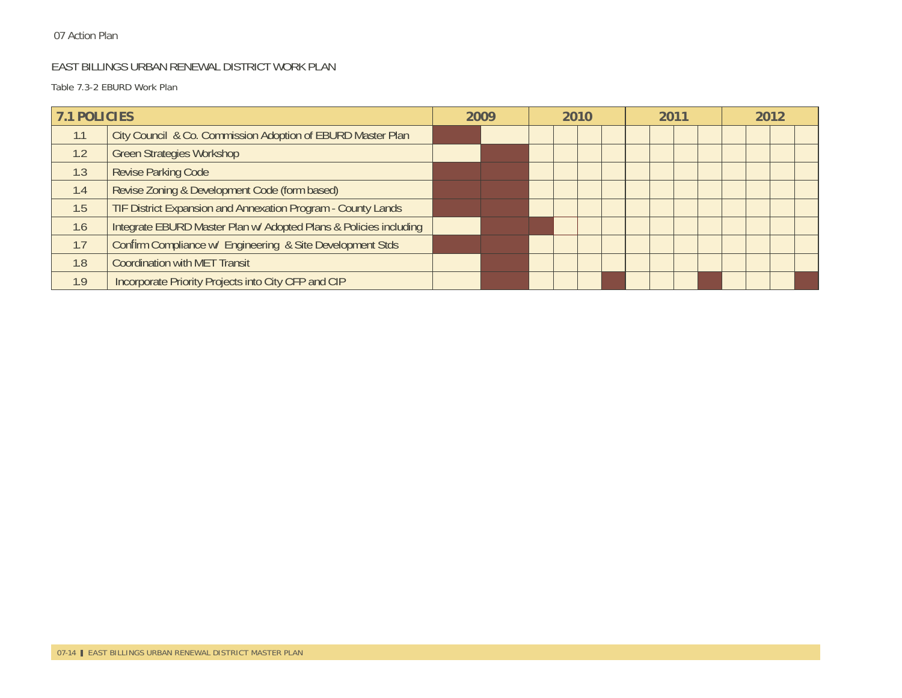## EAST BILLINGS URBAN RENEWAL DISTRICT WORK PLAN

Table 7.3-2 EBURD Work Plan

| 7.1 POLICIES | | 2009 | | 2010 | | | | 2011 | | | | 2012 | | | |
|---|---|---|---|---|---|---|---|---|---|---|---|---|---|---|---|
| 1.1 | City Council & Co. Commission Adoption of EBURD Master Plan | ■ | | | | | | | | | | | | | |
| 1.2 | Green Strategies Workshop | | ■ | | | | | | | | | | | | |
| 1.3 | Revise Parking Code | ■ | ■ | | | | | | | | | | | | |
| 1.4 | Revise Zoning & Development Code (form based) | ■ | ■ | | | | | | | | | | | | |
| 1.5 | TIF District Expansion and Annexation Program - County Lands | ■ | ■ | | | | | | | | | | | | |
| 1.6 | Integrate EBURD Master Plan w/ Adopted Plans & Policies including | | ■ | ■ | | | | | | | | | | | |
| 1.7 | Confirm Compliance w/ Engineering & Site Development Stds | ■ | ■ | | | | | | | | | | | | |
| 1.8 | Coordination with MET Transit | | ■ | | | | | | | | | | | | |
| 1.9 | Incorporate Priority Projects into City CFP and CIP | | ■ | | | | ■ | | | | ■ | | | | ■ |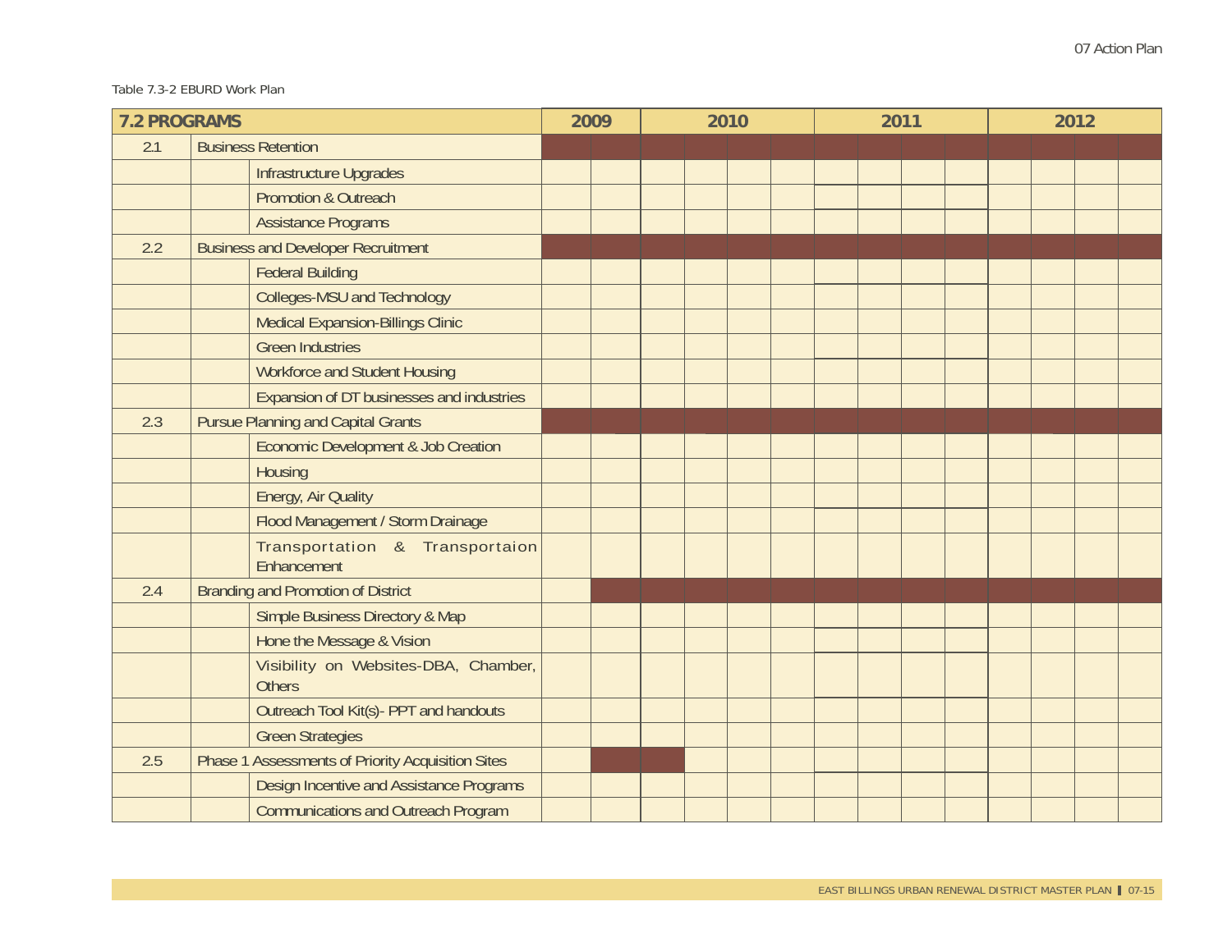Table 7.3-2 EBURD Work Plan

| 7.2 PROGRAMS | | | 2009 | | 2010 | | | | 2011 | | | | 2012 | | | |
|---|---|---|---|---|---|---|---|---|---|---|---|---|---|---|---|---|
| 2.1 | Business Retention | | ■ | ■ | ■ | ■ | ■ | ■ | ■ | ■ | ■ | ■ | ■ | ■ | ■ | ■ |
| | | Infrastructure Upgrades | | | | | | | | | | | | | | |
| | | Promotion & Outreach | | | | | | | | | | | | | | |
| | | Assistance Programs | | | | | | | | | | | | | | |
| 2.2 | Business and Developer Recruitment | | ■ | ■ | ■ | ■ | ■ | ■ | ■ | ■ | ■ | ■ | ■ | ■ | ■ | ■ |
| | | Federal Building | | | | | | | | | | | | | | |
| | | Colleges-MSU and Technology | | | | | | | | | | | | | | |
| | | Medical Expansion-Billings Clinic | | | | | | | | | | | | | | |
| | | Green Industries | | | | | | | | | | | | | | |
| | | Workforce and Student Housing | | | | | | | | | | | | | | |
| | | Expansion of DT businesses and industries | | | | | | | | | | | | | | |
| 2.3 | Pursue Planning and Capital Grants | | ■ | ■ | ■ | ■ | ■ | ■ | ■ | ■ | ■ | ■ | ■ | ■ | ■ | ■ |
| | | Economic Development & Job Creation | | | | | | | | | | | | | | |
| | | Housing | | | | | | | | | | | | | | |
| | | Energy, Air Quality | | | | | | | | | | | | | | |
| | | Flood Management / Storm Drainage | | | | | | | | | | | | | | |
| | | Transportation & Transportaion Enhancement | | | | | | | | | | | | | | |
| 2.4 | Branding and Promotion of District | | | ■ | ■ | ■ | ■ | ■ | ■ | ■ | ■ | ■ | ■ | ■ | ■ | ■ |
| | | Simple Business Directory & Map | | | | | | | | | | | | | | |
| | | Hone the Message & Vision | | | | | | | | | | | | | | |
| | | Visibility on Websites-DBA, Chamber, Others | | | | | | | | | | | | | | |
| | | Outreach Tool Kit(s)- PPT and handouts | | | | | | | | | | | | | | |
| | | Green Strategies | | | | | | | | | | | | | | |
| 2.5 | Phase 1 Assessments of Priority Acquisition Sites | | | ■ | ■ | | | | | | | | | | | |
| | | Design Incentive and Assistance Programs | | | | | | | | | | | | | | |
| | | Communications and Outreach Program | | | | | | | | | | | | | | |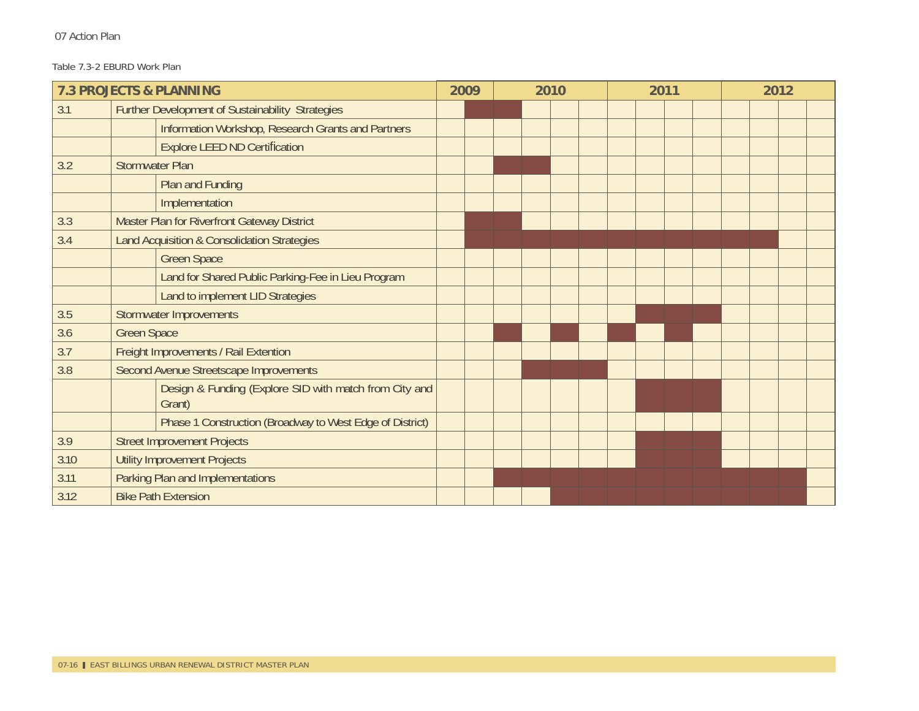Table 7.3-2 EBURD Work Plan

| 7.3 PROJECTS & PLANNING | | 2009 | | 2010 | | | | 2011 | | | | 2012 | | | |
|---|---|---|---|---|---|---|---|---|---|---|---|---|---|---|---|
| 3.1 | Further Development of Sustainability Strategies | | ■ | ■ | | | | | | | | | | | |
| | Information Workshop, Research Grants and Partners | | | | | | | | | | | | | | |
| | Explore LEED ND Certification | | | | | | | | | | | | | | |
| 3.2 | Stormwater Plan | | | ■ | ■ | | | | | | | | | | |
| | Plan and Funding | | | | | | | | | | | | | | |
| | Implementation | | | | | | | | | | | | | | |
| 3.3 | Master Plan for Riverfront Gateway District | | ■ | ■ | | | | | | | | | | | |
| 3.4 | Land Acquisition & Consolidation Strategies | | ■ | ■ | ■ | ■ | ■ | ■ | ■ | ■ | ■ | ■ | ■ | | |
| | Green Space | | | | | | | | | | | | | | |
| | Land for Shared Public Parking-Fee in Lieu Program | | | | | | | | | | | | | | |
| | Land to implement LID Strategies | | | | | | | | | | | | | | |
| 3.5 | Stormwater Improvements | | | | | | | | ■ | ■ | ■ | | | | |
| 3.6 | Green Space | | | ■ | | ■ | | ■ | | ■ | | | | | |
| 3.7 | Freight Improvements / Rail Extention | | | | | | | | | | | | | | |
| 3.8 | Second Avenue Streetscape Improvements | | | | ■ | ■ | ■ | | | | | | | | |
| | Design & Funding (Explore SID with match from City and Grant) | | | | | | | | ■ | ■ | ■ | | | | |
| | Phase 1 Construction (Broadway to West Edge of District) | | | | | | | | | | | | | | |
| 3.9 | Street Improvement Projects | | | | | | | | ■ | ■ | ■ | | | | |
| 3.10 | Utility Improvement Projects | | | | | | | | ■ | ■ | ■ | | | | |
| 3.11 | Parking Plan and Implementations | | | ■ | ■ | ■ | ■ | ■ | ■ | ■ | ■ | ■ | ■ | ■ | |
| 3.12 | Bike Path Extension | | | | | ■ | ■ | ■ | ■ | ■ | ■ | ■ | ■ | ■ | |